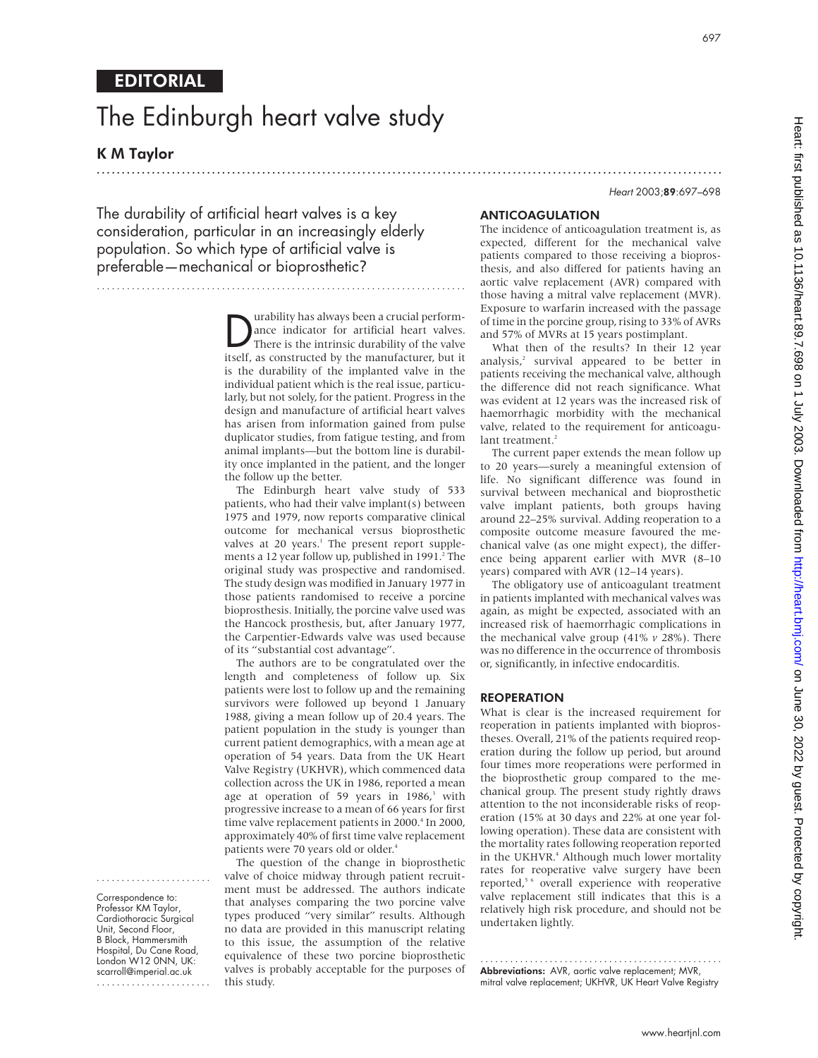EDITORIAL

# The Edinburgh heart valve study

**K M Taylor**

The durability of artificial heart valves is a key consideration, particular in an increasingly elderly population. So which type of artificial valve is preferable—mechanical or bioprosthetic?

Durability has always been a crucial performance indicator for artificial heart valves. There is the intrinsic durability of the valve itself, as constructed by the manufacturer, but it is the durability of the implanted valve in the individual patient which is the real issue, particularly, but not solely, for the patient. Progress in the design and manufacture of artificial heart valves has arisen from information gained from pulse duplicator studies, from fatigue testing, and from animal implants—but the bottom line is durability once implanted in the patient, and the longer the follow up the better.

The Edinburgh heart valve study of 533 patients, who had their valve implant(s) between 1975 and 1979, now reports comparative clinical outcome for mechanical versus bioprosthetic valves at 20 years.[1] The present report supplements a 12 year follow up, published in 1991.[2] The original study was prospective and randomised. The study design was modified in January 1977 in those patients randomised to receive a porcine bioprosthesis. Initially, the porcine valve used was the Hancock prosthesis, but, after January 1977, the Carpentier-Edwards valve was used because of its "substantial cost advantage".

The authors are to be congratulated over the length and completeness of follow up. Six patients were lost to follow up and the remaining survivors were followed up beyond 1 January 1988, giving a mean follow up of 20.4 years. The patient population in the study is younger than current patient demographics, with a mean age at operation of 54 years. Data from the UK Heart Valve Registry (UKHVR), which commenced data collection across the UK in 1986, reported a mean age at operation of 59 years in 1986,[3] with progressive increase to a mean of 66 years for first time valve replacement patients in 2000.[4] In 2000, approximately 40% of first time valve replacement patients were 70 years old or older.[4]

The question of the change in bioprosthetic valve of choice midway through patient recruitment must be addressed. The authors indicate that analyses comparing the two porcine valve types produced "very similar" results. Although no data are provided in this manuscript relating to this issue, the assumption of the relative equivalence of these two porcine bioprosthetic valves is probably acceptable for the purposes of this study.

Correspondence to: Professor KM Taylor, Cardiothoracic Surgical Unit, Second Floor, B Block, Hammersmith Hospital, Du Cane Road, London W12 0NN, UK; scarroll@imperial.ac.uk

## ANTICOAGULATION

The incidence of anticoagulation treatment is, as expected, different for the mechanical valve patients compared to those receiving a bioprosthesis, and also differed for patients having an aortic valve replacement (AVR) compared with those having a mitral valve replacement (MVR). Exposure to warfarin increased with the passage of time in the porcine group, rising to 33% of AVRs and 57% of MVRs at 15 years postimplant.

What then of the results? In their 12 year analysis,[2] survival appeared to be better in patients receiving the mechanical valve, although the difference did not reach significance. What was evident at 12 years was the increased risk of haemorrhagic morbidity with the mechanical valve, related to the requirement for anticoagulant treatment.[2]

The current paper extends the mean follow up to 20 years—surely a meaningful extension of life. No significant difference was found in survival between mechanical and bioprosthetic valve implant patients, both groups having around 22–25% survival. Adding reoperation to a composite outcome measure favoured the mechanical valve (as one might expect), the difference being apparent earlier with MVR (8–10 years) compared with AVR (12–14 years).

The obligatory use of anticoagulant treatment in patients implanted with mechanical valves was again, as might be expected, associated with an increased risk of haemorrhagic complications in the mechanical valve group (41% *v* 28%). There was no difference in the occurrence of thrombosis or, significantly, in infective endocarditis.

## REOPERATION

What is clear is the increased requirement for reoperation in patients implanted with bioprostheses. Overall, 21% of the patients required reoperation during the follow up period, but around four times more reoperations were performed in the bioprosthetic group compared to the mechanical group. The present study rightly draws attention to the not inconsiderable risks of reoperation (15% at 30 days and 22% at one year following operation). These data are consistent with the mortality rates following reoperation reported in the UKHVR.[4] Although much lower mortality rates for reoperative valve surgery have been reported,[5,6] overall experience with reoperative valve replacement still indicates that this is a relatively high risk procedure, and should not be undertaken lightly.

**Abbreviations:** AVR, aortic valve replacement; MVR, mitral valve replacement; UKHVR, UK Heart Valve Registry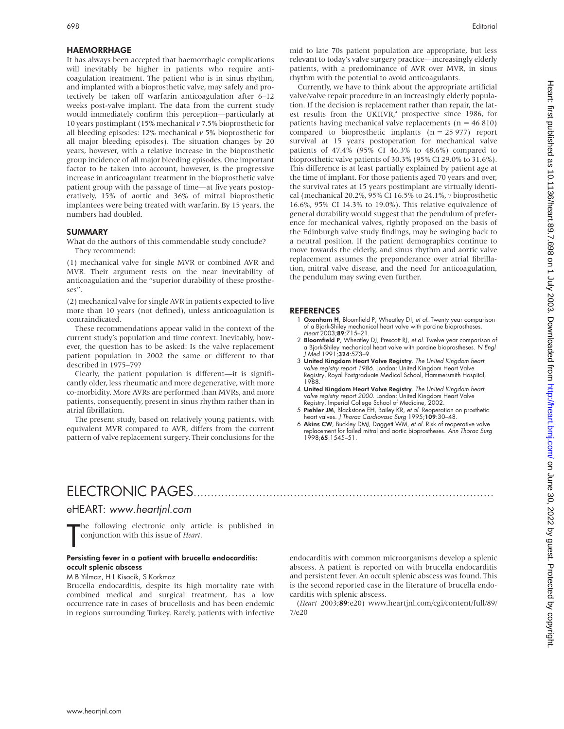## HAEMORRHAGE

It has always been accepted that haemorrhagic complications will inevitably be higher in patients who require anticoagulation treatment. The patient who is in sinus rhythm, and implanted with a bioprosthetic valve, may safely and protectively be taken off warfarin anticoagulation after 6–12 weeks post-valve implant. The data from the current study would immediately confirm this perception—particularly at 10 years postimplant (15% mechanical *v* 7.5% bioprosthetic for all bleeding episodes: 12% mechanical *v* 5% bioprosthetic for all major bleeding episodes). The situation changes by 20 years, however, with a relative increase in the bioprosthetic group incidence of all major bleeding episodes. One important factor to be taken into account, however, is the progressive increase in anticoagulant treatment in the bioprosthetic valve patient group with the passage of time—at five years postoperatively, 15% of aortic and 36% of mitral bioprosthetic implantees were being treated with warfarin. By 15 years, the numbers had doubled.

## SUMMARY

What do the authors of this commendable study conclude?

They recommend:

(1) mechanical valve for single MVR or combined AVR and MVR. Their argument rests on the near inevitability of anticoagulation and the "superior durability of these prostheses".

(2) mechanical valve for single AVR in patients expected to live more than 10 years (not defined), unless anticoagulation is contraindicated.

These recommendations appear valid in the context of the current study's population and time context. Inevitably, however, the question has to be asked: Is the valve replacement patient population in 2002 the same or different to that described in 1975–79?

Clearly, the patient population is different—it is significantly older, less rheumatic and more degenerative, with more co-morbidity. More AVRs are performed than MVRs, and more patients, consequently, present in sinus rhythm rather than in atrial fibrillation.

The present study, based on relatively young patients, with equivalent MVR compared to AVR, differs from the current pattern of valve replacement surgery. Their conclusions for the mid to late 70s patient population are appropriate, but less relevant to today's valve surgery practice—increasingly elderly patients, with a predominance of AVR over MVR, in sinus rhythm with the potential to avoid anticoagulants.

Currently, we have to think about the appropriate artificial valve/valve repair procedure in an increasingly elderly population. If the decision is replacement rather than repair, the latest results from the UKHVR,[4] prospective since 1986, for patients having mechanical valve replacements (n = 46 810) compared to bioprosthetic implants (n = 25 977) report survival at 15 years postoperation for mechanical valve patients of 47.4% (95% CI 46.3% to 48.6%) compared to bioprosthetic valve patients of 30.3% (95% CI 29.0% to 31.6%). This difference is at least partially explained by patient age at the time of implant. For those patients aged 70 years and over, the survival rates at 15 years postimplant are virtually identical (mechanical 20.2%, 95% CI 16.5% to 24.1%, *v* bioprosthetic 16.6%, 95% CI 14.3% to 19.0%). This relative equivalence of general durability would suggest that the pendulum of preference for mechanical valves, rightly proposed on the basis of the Edinburgh valve study findings, may be swinging back to a neutral position. If the patient demographics continue to move towards the elderly, and sinus rhythm and aortic valve replacement assumes the preponderance over atrial fibrillation, mitral valve disease, and the need for anticoagulation, the pendulum may swing even further.

## REFERENCES

1. **Oxenham H**, Bloomfield P, Wheatley DJ, *et al*. Twenty year comparison of a Bjork-Shiley mechanical heart valve with porcine bioprostheses. *Heart* 2003;**89**:715–21.
2. **Bloomfield P**, Wheatley DJ, Prescott RJ, *et al*. Twelve year comparison of a Bjork-Shiley mechanical heart valve with porcine bioprostheses. *N Engl J Med* 1991;**324**:573–9.
3. **United Kingdom Heart Valve Registry**. *The United Kingdom heart valve registry report 1986*. London: United Kingdom Heart Valve Registry, Royal Postgraduate Medical School, Hammersmith Hospital, 1988.
4. **United Kingdom Heart Valve Registry**. *The United Kingdom heart valve registry report 2000*. London: United Kingdom Heart Valve Registry, Imperial College School of Medicine, 2002.
5. **Piehler JM**, Blackstone EH, Bailey KR, *et al*. Reoperation on prosthetic heart valves. *J Thorac Cardiovasc Surg* 1995;**109**:30–48.
6. **Akins CW**, Buckley DMJ, Daggett WM, *et al*. Risk of reoperative valve replacement for failed mitral and aortic bioprostheses. *Ann Thorac Surg* 1998;**65**:1545–51.

# ELECTRONIC PAGES

## eHEART: *www.heartjnl.com*

The following electronic only article is published in conjunction with this issue of *Heart*.

### Persisting fever in a patient with brucella endocarditis: occult splenic abscess

M B Yilmaz, H L Kisacik, S Korkmaz

Brucella endocarditis, despite its high mortality rate with combined medical and surgical treatment, has a low occurrence rate in cases of brucellosis and has been endemic in regions surrounding Turkey. Rarely, patients with infective endocarditis with common microorganisms develop a splenic abscess. A patient is reported on with brucella endocarditis and persistent fever. An occult splenic abscess was found. This is the second reported case in the literature of brucella endocarditis with splenic abscess.

(*Heart* 2003;**89**:e20) www.heartjnl.com/cgi/content/full/89/7/e20